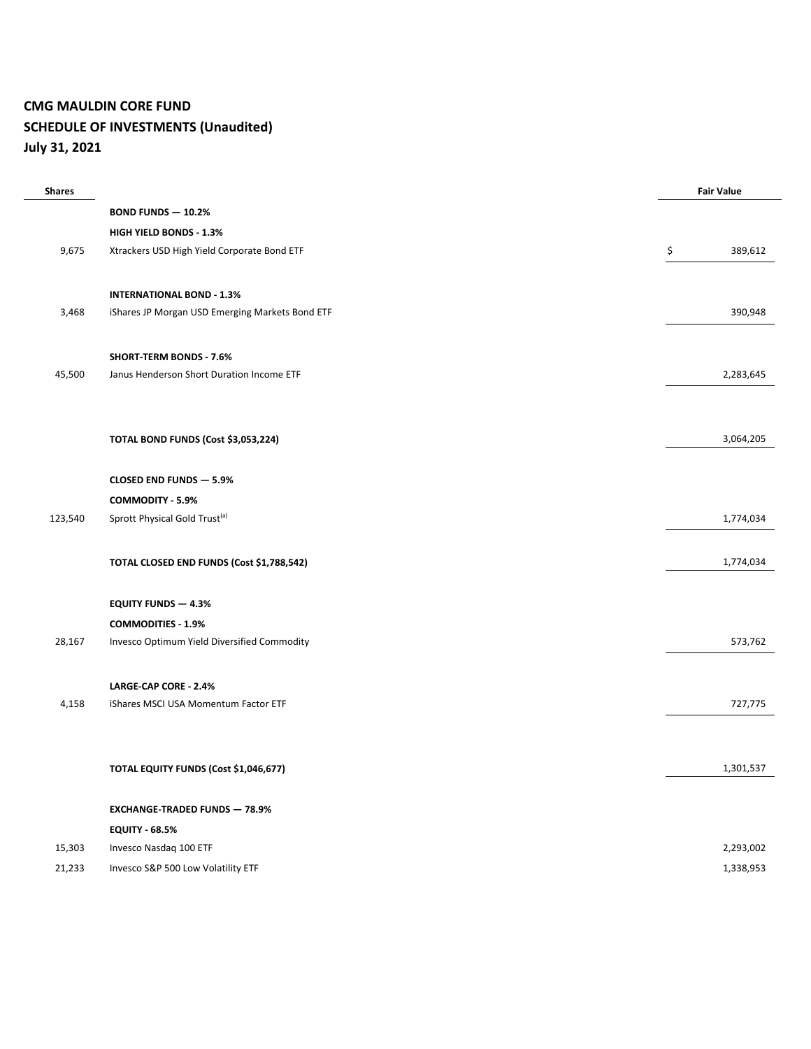**CMG MAULDIN CORE FUND**
**SCHEDULE OF INVESTMENTS (Unaudited)**
**July 31, 2021**

| Shares | | Fair Value |
|---|---|---|
| | **BOND FUNDS — 10.2%** | |
| | **HIGH YIELD BONDS - 1.3%** | |
| 9,675 | Xtrackers USD High Yield Corporate Bond ETF | $ 389,612 |
| | | |
| | **INTERNATIONAL BOND - 1.3%** | |
| 3,468 | iShares JP Morgan USD Emerging Markets Bond ETF | 390,948 |
| | | |
| | **SHORT-TERM BONDS - 7.6%** | |
| 45,500 | Janus Henderson Short Duration Income ETF | 2,283,645 |
| | | |
| | **TOTAL BOND FUNDS (Cost $3,053,224)** | 3,064,205 |
| | | |
| | **CLOSED END FUNDS — 5.9%** | |
| | **COMMODITY - 5.9%** | |
| 123,540 | Sprott Physical Gold Trust[a] | 1,774,034 |
| | | |
| | **TOTAL CLOSED END FUNDS (Cost $1,788,542)** | 1,774,034 |
| | | |
| | **EQUITY FUNDS — 4.3%** | |
| | **COMMODITIES - 1.9%** | |
| 28,167 | Invesco Optimum Yield Diversified Commodity | 573,762 |
| | | |
| | **LARGE-CAP CORE - 2.4%** | |
| 4,158 | iShares MSCI USA Momentum Factor ETF | 727,775 |
| | | |
| | **TOTAL EQUITY FUNDS (Cost $1,046,677)** | 1,301,537 |
| | | |
| | **EXCHANGE-TRADED FUNDS — 78.9%** | |
| | **EQUITY - 68.5%** | |
| 15,303 | Invesco Nasdaq 100 ETF | 2,293,002 |
| 21,233 | Invesco S&P 500 Low Volatility ETF | 1,338,953 |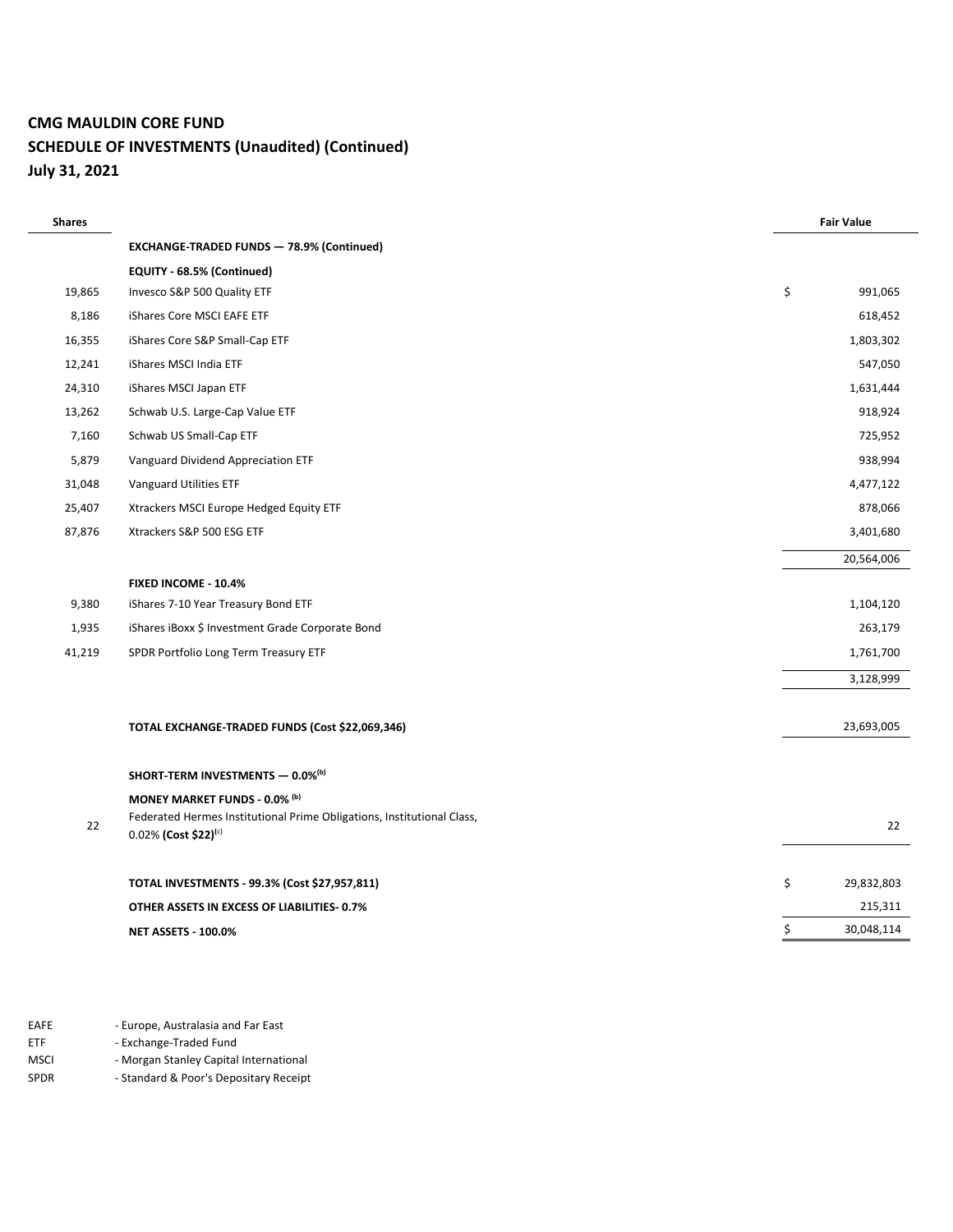**CMG MAULDIN CORE FUND**
**SCHEDULE OF INVESTMENTS (Unaudited) (Continued)**
**July 31, 2021**

| Shares | | Fair Value |
|---|---|---|
| | **EXCHANGE-TRADED FUNDS — 78.9% (Continued)** | |
| | **EQUITY - 68.5% (Continued)** | |
| 19,865 | Invesco S&P 500 Quality ETF | $ 991,065 |
| 8,186 | iShares Core MSCI EAFE ETF | 618,452 |
| 16,355 | iShares Core S&P Small-Cap ETF | 1,803,302 |
| 12,241 | iShares MSCI India ETF | 547,050 |
| 24,310 | iShares MSCI Japan ETF | 1,631,444 |
| 13,262 | Schwab U.S. Large-Cap Value ETF | 918,924 |
| 7,160 | Schwab US Small-Cap ETF | 725,952 |
| 5,879 | Vanguard Dividend Appreciation ETF | 938,994 |
| 31,048 | Vanguard Utilities ETF | 4,477,122 |
| 25,407 | Xtrackers MSCI Europe Hedged Equity ETF | 878,066 |
| 87,876 | Xtrackers S&P 500 ESG ETF | 3,401,680 |
| | | 20,564,006 |
| | **FIXED INCOME - 10.4%** | |
| 9,380 | iShares 7-10 Year Treasury Bond ETF | 1,104,120 |
| 1,935 | iShares iBoxx $ Investment Grade Corporate Bond | 263,179 |
| 41,219 | SPDR Portfolio Long Term Treasury ETF | 1,761,700 |
| | | 3,128,999 |
| | | |
| | **TOTAL EXCHANGE-TRADED FUNDS (Cost $22,069,346)** | 23,693,005 |
| | | |
| | **SHORT-TERM INVESTMENTS — 0.0%**[b] | |
| | **MONEY MARKET FUNDS - 0.0%** [b] | |
| 22 | Federated Hermes Institutional Prime Obligations, Institutional Class, 0.02% **(Cost $22)**[c] | 22 |
| | | |
| | **TOTAL INVESTMENTS - 99.3% (Cost $27,957,811)** | $ 29,832,803 |
| | **OTHER ASSETS IN EXCESS OF LIABILITIES- 0.7%** | 215,311 |
| | **NET ASSETS - 100.0%** | $ 30,048,114 |

EAFE - Europe, Australasia and Far East
ETF - Exchange-Traded Fund
MSCI - Morgan Stanley Capital International
SPDR - Standard & Poor's Depositary Receipt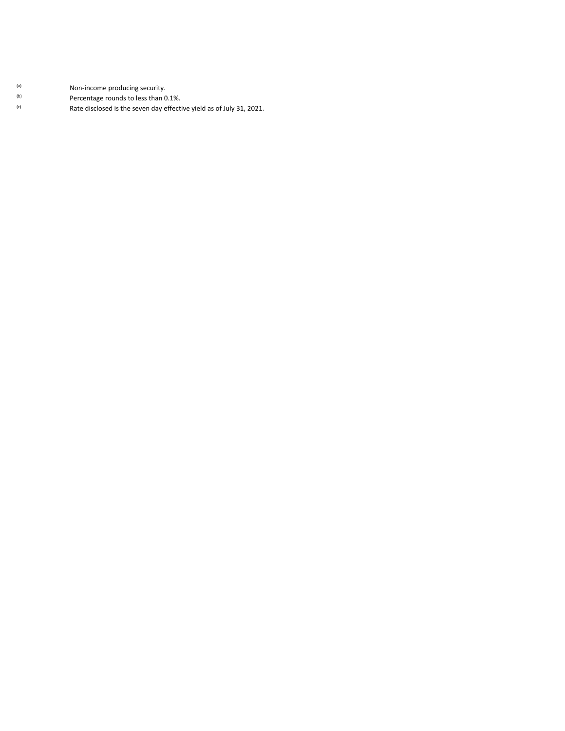[a] Non-income producing security.

[b] Percentage rounds to less than 0.1%.

[c] Rate disclosed is the seven day effective yield as of July 31, 2021.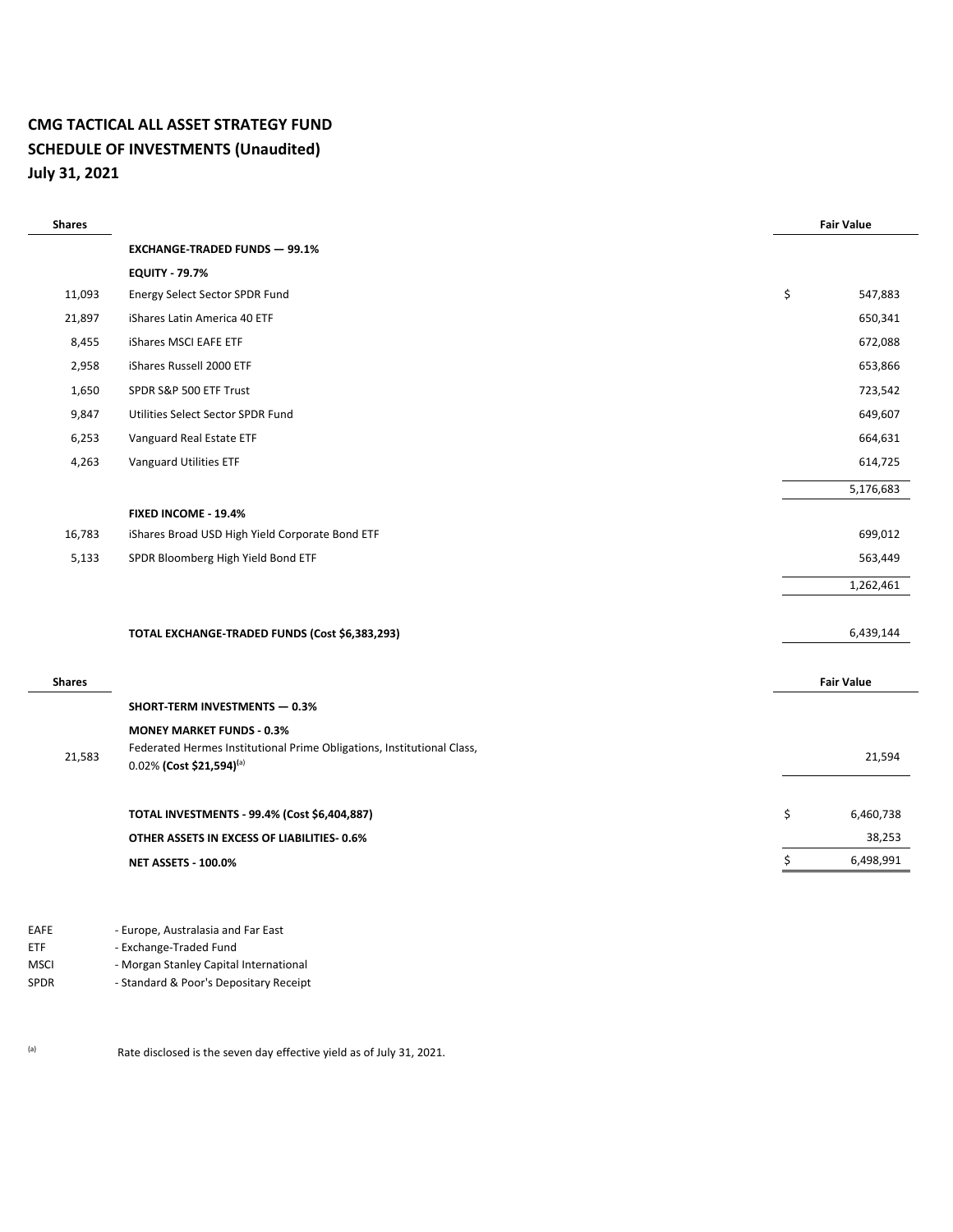# CMG TACTICAL ALL ASSET STRATEGY FUND
## SCHEDULE OF INVESTMENTS (Unaudited)
## July 31, 2021

| Shares | | Fair Value |
|---|---|---|
| | **EXCHANGE-TRADED FUNDS — 99.1%** | |
| | **EQUITY - 79.7%** | |
| 11,093 | Energy Select Sector SPDR Fund | $ 547,883 |
| 21,897 | iShares Latin America 40 ETF | 650,341 |
| 8,455 | iShares MSCI EAFE ETF | 672,088 |
| 2,958 | iShares Russell 2000 ETF | 653,866 |
| 1,650 | SPDR S&P 500 ETF Trust | 723,542 |
| 9,847 | Utilities Select Sector SPDR Fund | 649,607 |
| 6,253 | Vanguard Real Estate ETF | 664,631 |
| 4,263 | Vanguard Utilities ETF | 614,725 |
| | | 5,176,683 |
| | **FIXED INCOME - 19.4%** | |
| 16,783 | iShares Broad USD High Yield Corporate Bond ETF | 699,012 |
| 5,133 | SPDR Bloomberg High Yield Bond ETF | 563,449 |
| | | 1,262,461 |
| | **TOTAL EXCHANGE-TRADED FUNDS (Cost $6,383,293)** | 6,439,144 |

| Shares | | Fair Value |
|---|---|---|
| | **SHORT-TERM INVESTMENTS — 0.3%** | |
| | **MONEY MARKET FUNDS - 0.3%** | |
| 21,583 | Federated Hermes Institutional Prime Obligations, Institutional Class, 0.02% **(Cost $21,594)**[(a)] | 21,594 |
| | **TOTAL INVESTMENTS - 99.4% (Cost $6,404,887)** | $ 6,460,738 |
| | **OTHER ASSETS IN EXCESS OF LIABILITIES- 0.6%** | 38,253 |
| | **NET ASSETS - 100.0%** | $ 6,498,991 |

EAFE - Europe, Australasia and Far East
ETF - Exchange-Traded Fund
MSCI - Morgan Stanley Capital International
SPDR - Standard & Poor's Depositary Receipt

[(a)] Rate disclosed is the seven day effective yield as of July 31, 2021.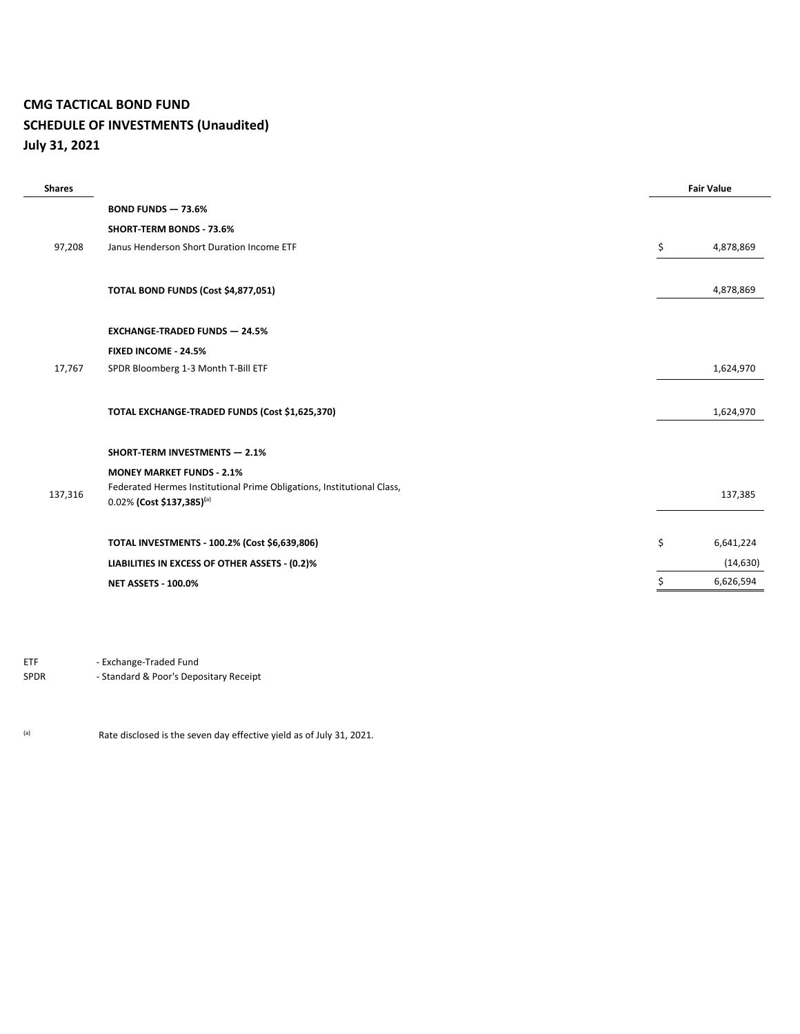**CMG TACTICAL BOND FUND**

**SCHEDULE OF INVESTMENTS (Unaudited)**

**July 31, 2021**

| Shares | | Fair Value |
|---|---|---|
| | **BOND FUNDS — 73.6%** | |
| | **SHORT-TERM BONDS - 73.6%** | |
| 97,208 | Janus Henderson Short Duration Income ETF | $ 4,878,869 |
| | **TOTAL BOND FUNDS (Cost $4,877,051)** | 4,878,869 |
| | **EXCHANGE-TRADED FUNDS — 24.5%** | |
| | **FIXED INCOME - 24.5%** | |
| 17,767 | SPDR Bloomberg 1-3 Month T-Bill ETF | 1,624,970 |
| | **TOTAL EXCHANGE-TRADED FUNDS (Cost $1,625,370)** | 1,624,970 |
| | **SHORT-TERM INVESTMENTS — 2.1%** | |
| | **MONEY MARKET FUNDS - 2.1%** | |
| 137,316 | Federated Hermes Institutional Prime Obligations, Institutional Class, 0.02% **(Cost $137,385)**[a] | 137,385 |
| | **TOTAL INVESTMENTS - 100.2% (Cost $6,639,806)** | $ 6,641,224 |
| | **LIABILITIES IN EXCESS OF OTHER ASSETS - (0.2)%** | (14,630) |
| | **NET ASSETS - 100.0%** | $ 6,626,594 |

ETF - Exchange-Traded Fund

SPDR - Standard & Poor's Depositary Receipt

[a] Rate disclosed is the seven day effective yield as of July 31, 2021.